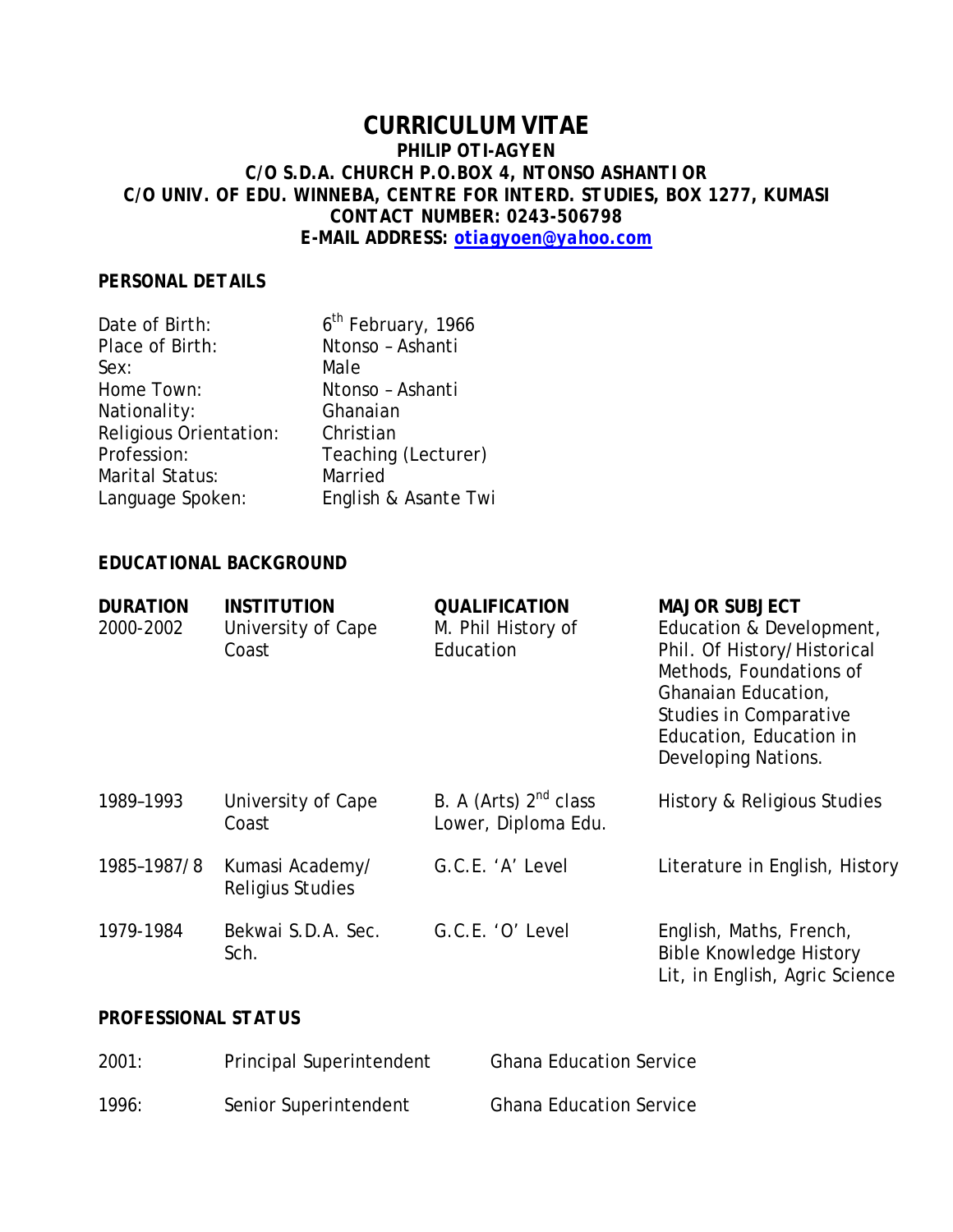# CURRICULUM VITAE

**PHILIP OTI-AGYEN**
**C/O S.D.A. CHURCH P.O.BOX 4, NTONSO ASHANTI OR**
**C/O UNIV. OF EDU. WINNEBA, CENTRE FOR INTERD. STUDIES, BOX 1277, KUMASI**
**CONTACT NUMBER: 0243-506798**
**E-MAIL ADDRESS: otiagyoen@yahoo.com**

## PERSONAL DETAILS

| | |
|---|---|
| Date of Birth: | 6th February, 1966 |
| Place of Birth: | Ntonso – Ashanti |
| Sex: | Male |
| Home Town: | Ntonso – Ashanti |
| Nationality: | Ghanaian |
| Religious Orientation: | Christian |
| Profession: | Teaching (Lecturer) |
| Marital Status: | Married |
| Language Spoken: | English & Asante Twi |

## EDUCATIONAL BACKGROUND

| DURATION | INSTITUTION | QUALIFICATION | MAJOR SUBJECT |
|---|---|---|---|
| 2000-2002 | University of Cape Coast | M. Phil History of Education | Education & Development, Phil. Of History/Historical Methods, Foundations of Ghanaian Education, Studies in Comparative Education, Education in Developing Nations. |
| 1989–1993 | University of Cape Coast | B. A (Arts) 2nd class Lower, Diploma Edu. | History & Religious Studies |
| 1985–1987/8 | Kumasi Academy/ Religius Studies | G.C.E. 'A' Level | Literature in English, History |
| 1979-1984 | Bekwai S.D.A. Sec. Sch. | G.C.E. 'O' Level | English, Maths, French, Bible Knowledge History Lit, in English, Agric Science |

## PROFESSIONAL STATUS

| | | |
|---|---|---|
| 2001: | Principal Superintendent | Ghana Education Service |
| 1996: | Senior Superintendent | Ghana Education Service |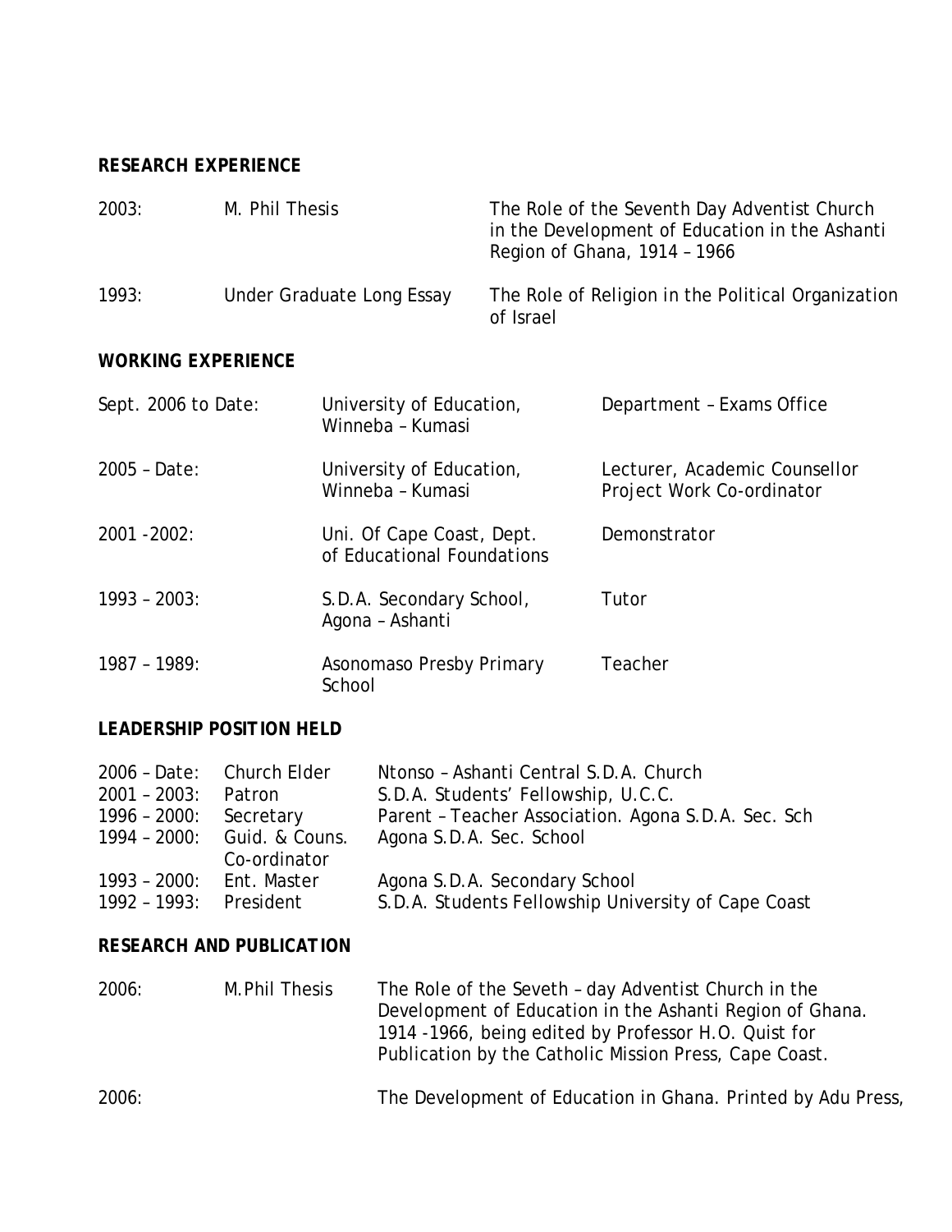**RESEARCH EXPERIENCE**

| | | |
|---|---|---|
| 2003: | M. Phil Thesis | The Role of the Seventh Day Adventist Church in the Development of Education in the Ashanti Region of Ghana, 1914 – 1966 |
| 1993: | Under Graduate Long Essay | The Role of Religion in the Political Organization of Israel |

**WORKING EXPERIENCE**

| | | |
|---|---|---|
| Sept. 2006 to Date: | University of Education, Winneba – Kumasi | Department – Exams Office |
| 2005 – Date: | University of Education, Winneba – Kumasi | Lecturer, Academic Counsellor Project Work Co-ordinator |
| 2001 -2002: | Uni. Of Cape Coast, Dept. of Educational Foundations | Demonstrator |
| 1993 – 2003: | S.D.A. Secondary School, Agona – Ashanti | Tutor |
| 1987 – 1989: | Asonomaso Presby Primary School | Teacher |

**LEADERSHIP POSITION HELD**

| | | |
|---|---|---|
| 2006 – Date: | Church Elder | Ntonso – Ashanti Central S.D.A. Church |
| 2001 – 2003: | Patron | S.D.A. Students' Fellowship, U.C.C. |
| 1996 – 2000: | Secretary | Parent – Teacher Association. Agona S.D.A. Sec. Sch |
| 1994 – 2000: | Guid. & Couns. Co-ordinator | Agona S.D.A. Sec. School |
| 1993 – 2000: | Ent. Master | Agona S.D.A. Secondary School |
| 1992 – 1993: | President | S.D.A. Students Fellowship University of Cape Coast |

**RESEARCH AND PUBLICATION**

| | | |
|---|---|---|
| 2006: | M.Phil Thesis | The Role of the Seveth – day Adventist Church in the Development of Education in the Ashanti Region of Ghana. 1914 -1966, being edited by Professor H.O. Quist for Publication by the Catholic Mission Press, Cape Coast. |
| 2006: | | The Development of Education in Ghana. Printed by Adu Press, |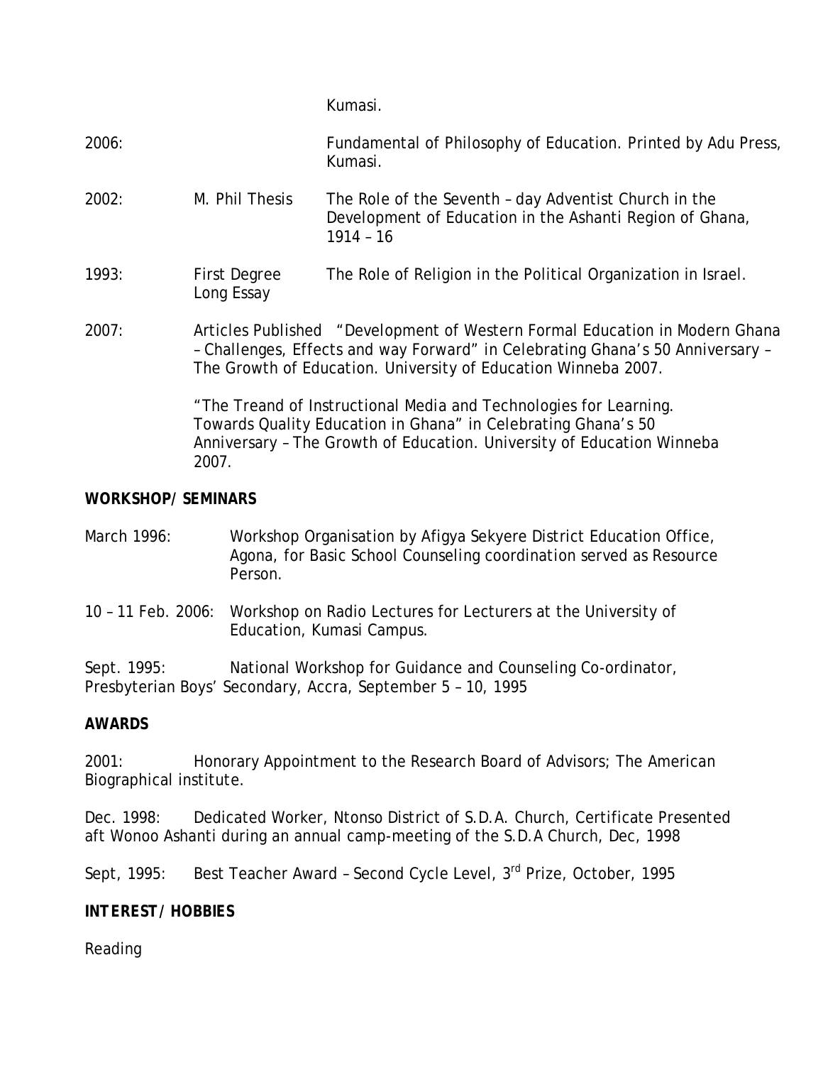Kumasi.

2006: Fundamental of Philosophy of Education. Printed by Adu Press, Kumasi.

2002: M. Phil Thesis — The Role of the Seventh – day Adventist Church in the Development of Education in the Ashanti Region of Ghana, 1914 – 16

1993: First Degree Long Essay — The Role of Religion in the Political Organization in Israel.

2007: Articles Published "Development of Western Formal Education in Modern Ghana – Challenges, Effects and way Forward" in Celebrating Ghana's 50 Anniversary – The Growth of Education. University of Education Winneba 2007.

"The Treand of Instructional Media and Technologies for Learning. Towards Quality Education in Ghana" in Celebrating Ghana's 50 Anniversary – The Growth of Education. University of Education Winneba 2007.

**WORKSHOP/ SEMINARS**

March 1996: Workshop Organisation by Afigya Sekyere District Education Office, Agona, for Basic School Counseling coordination served as Resource Person.

10 – 11 Feb. 2006: Workshop on Radio Lectures for Lecturers at the University of Education, Kumasi Campus.

Sept. 1995: National Workshop for Guidance and Counseling Co-ordinator, Presbyterian Boys' Secondary, Accra, September 5 – 10, 1995

**AWARDS**

2001: Honorary Appointment to the Research Board of Advisors; The American Biographical institute.

Dec. 1998: Dedicated Worker, Ntonso District of S.D.A. Church, Certificate Presented aft Wonoo Ashanti during an annual camp-meeting of the S.D.A Church, Dec, 1998

Sept, 1995: Best Teacher Award – Second Cycle Level, 3rd Prize, October, 1995

**INTEREST/ HOBBIES**

Reading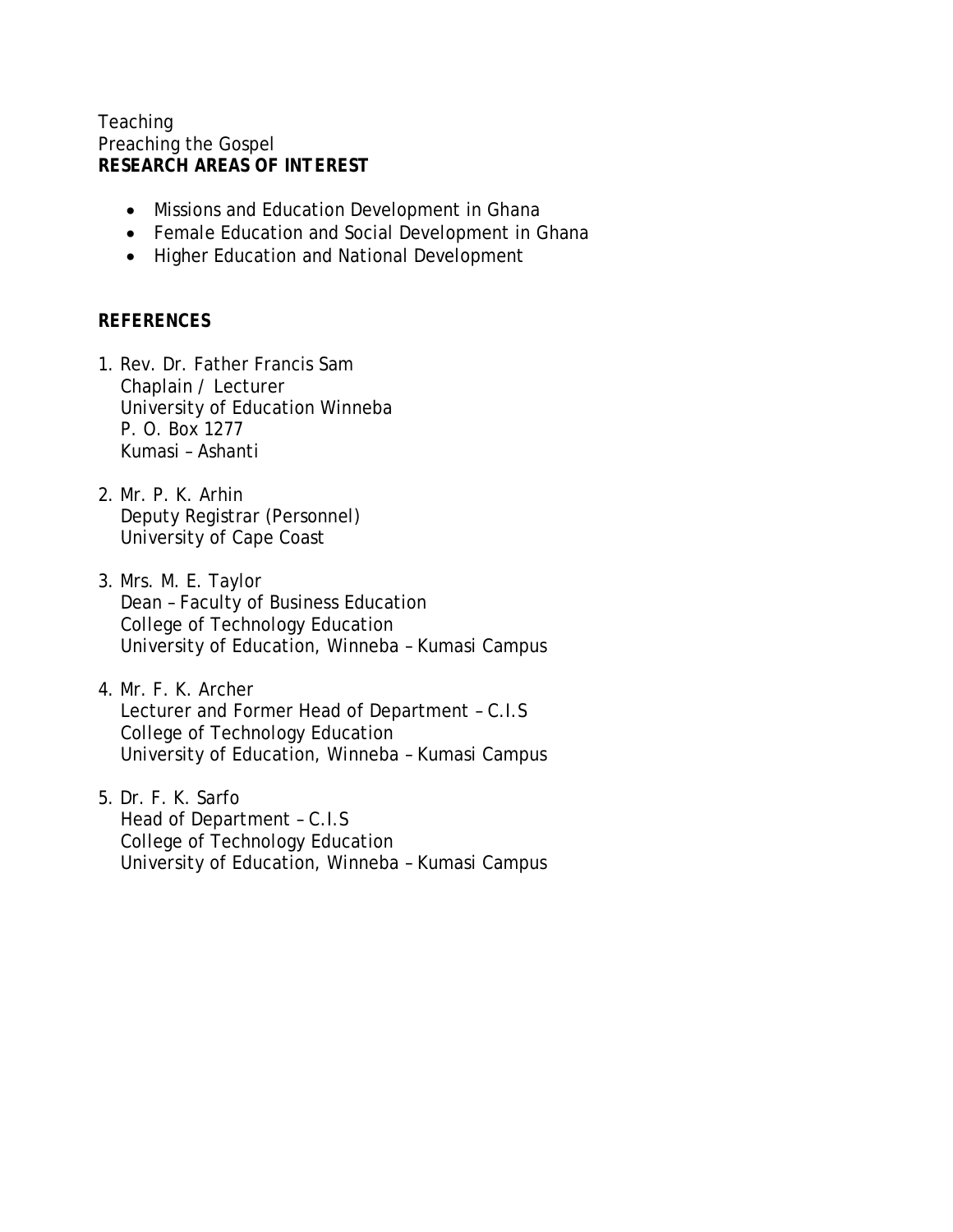Teaching
Preaching the Gospel

**RESEARCH AREAS OF INTEREST**

- Missions and Education Development in Ghana
- Female Education and Social Development in Ghana
- Higher Education and National Development

**REFERENCES**

1. Rev. Dr. Father Francis Sam
   Chaplain / Lecturer
   University of Education Winneba
   P. O. Box 1277
   Kumasi – Ashanti

2. Mr. P. K. Arhin
   Deputy Registrar (Personnel)
   University of Cape Coast

3. Mrs. M. E. Taylor
   Dean – Faculty of Business Education
   College of Technology Education
   University of Education, Winneba – Kumasi Campus

4. Mr. F. K. Archer
   Lecturer and Former Head of Department – C.I.S
   College of Technology Education
   University of Education, Winneba – Kumasi Campus

5. Dr. F. K. Sarfo
   Head of Department – C.I.S
   College of Technology Education
   University of Education, Winneba – Kumasi Campus